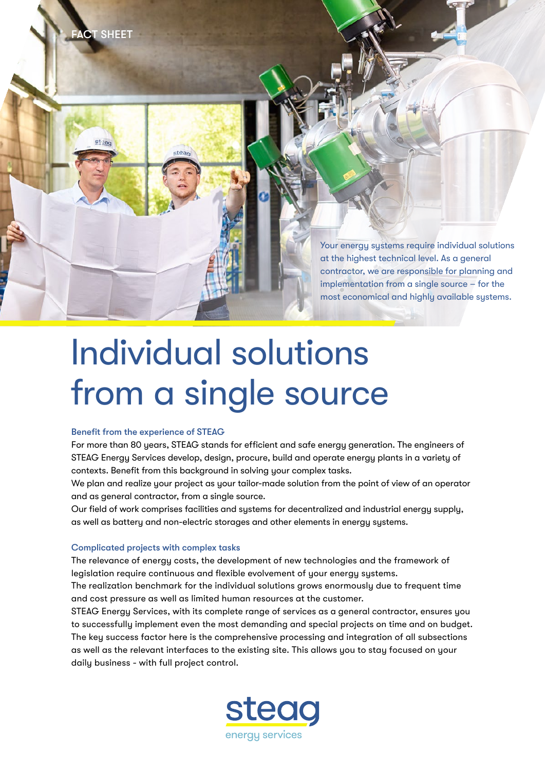FACT SHEET

Your energy systems require individual solutions at the highest technical level. As a general contractor, we are responsible for planning and implementation from a single source – for the most economical and highly available systems.

# Individual solutions from a single source

### Benefit from the experience of STEAG

For more than 80 years, STEAG stands for efficient and safe energy generation. The engineers of STEAG Energy Services develop, design, procure, build and operate energy plants in a variety of contexts. Benefit from this background in solving your complex tasks.
We plan and realize your project as your tailor-made solution from the point of view of an operator and as general contractor, from a single source.
Our field of work comprises facilities and systems for decentralized and industrial energy supply, as well as battery and non-electric storages and other elements in energy systems.

### Complicated projects with complex tasks

The relevance of energy costs, the development of new technologies and the framework of legislation require continuous and flexible evolvement of your energy systems.
The realization benchmark for the individual solutions grows enormously due to frequent time and cost pressure as well as limited human resources at the customer.
STEAG Energy Services, with its complete range of services as a general contractor, ensures you to successfully implement even the most demanding and special projects on time and on budget. The key success factor here is the comprehensive processing and integration of all subsections as well as the relevant interfaces to the existing site. This allows you to stay focused on your daily business - with full project control.

steag
energy services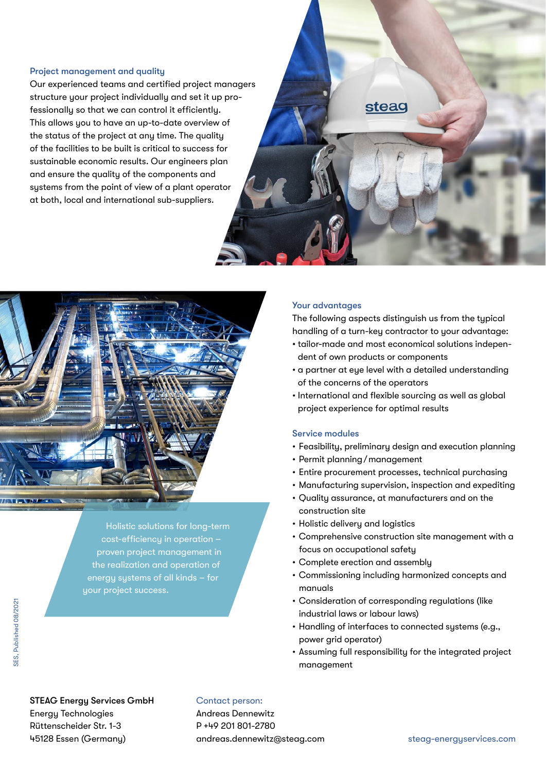### Project management and quality

Our experienced teams and certified project managers structure your project individually and set it up professionally so that we can control it efficiently. This allows you to have an up-to-date overview of the status of the project at any time. The quality of the facilities to be built is critical to success for sustainable economic results. Our engineers plan and ensure the quality of the components and systems from the point of view of a plant operator at both, local and international sub-suppliers.

Holistic solutions for long-term cost-efficiency in operation – proven project management in the realization and operation of energy systems of all kinds – for your project success.

### Your advantages

The following aspects distinguish us from the typical handling of a turn-key contractor to your advantage:

- tailor-made and most economical solutions independent of own products or components
- a partner at eye level with a detailed understanding of the concerns of the operators
- International and flexible sourcing as well as global project experience for optimal results

### Service modules

- Feasibility, preliminary design and execution planning
- Permit planning / management
- Entire procurement processes, technical purchasing
- Manufacturing supervision, inspection and expediting
- Quality assurance, at manufacturers and on the construction site
- Holistic delivery and logistics
- Comprehensive construction site management with a focus on occupational safety
- Complete erection and assembly
- Commissioning including harmonized concepts and manuals
- Consideration of corresponding regulations (like industrial laws or labour laws)
- Handling of interfaces to connected systems (e.g., power grid operator)
- Assuming full responsibility for the integrated project management

SES, Published 08/2021

**STEAG Energy Services GmbH**
Energy Technologies
Rüttenscheider Str. 1-3
45128 Essen (Germany)

Contact person:
Andreas Dennewitz
P +49 201 801-2780
andreas.dennewitz@steag.com

steag-energyservices.com